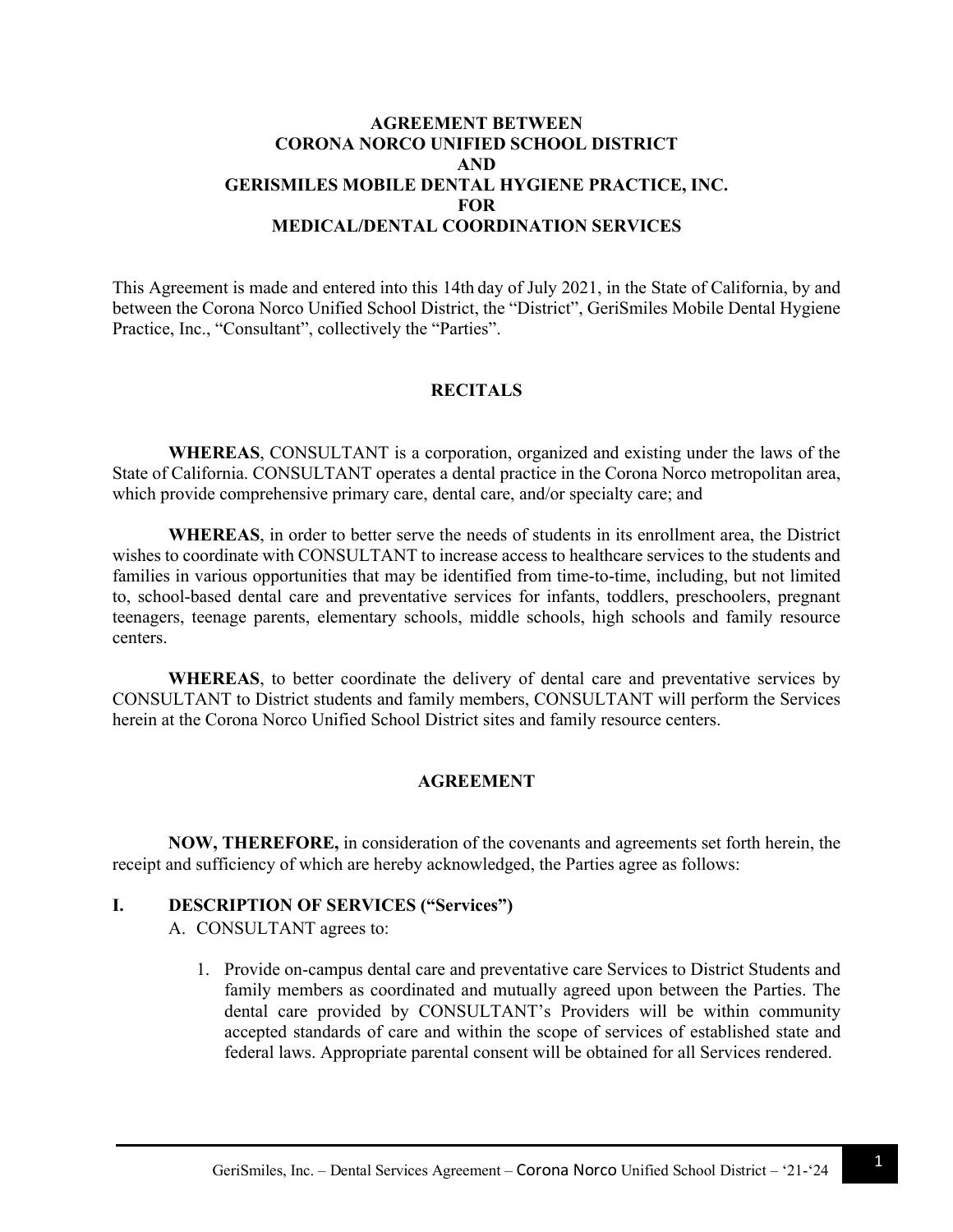# AGREEMENT BETWEEN
# CORONA NORCO UNIFIED SCHOOL DISTRICT
# AND
# GERISMILES MOBILE DENTAL HYGIENE PRACTICE, INC.
# FOR
# MEDICAL/DENTAL COORDINATION SERVICES

This Agreement is made and entered into this 14th day of July 2021, in the State of California, by and between the Corona Norco Unified School District, the "District", GeriSmiles Mobile Dental Hygiene Practice, Inc., "Consultant", collectively the "Parties".

## RECITALS

**WHEREAS**, CONSULTANT is a corporation, organized and existing under the laws of the State of California. CONSULTANT operates a dental practice in the Corona Norco metropolitan area, which provide comprehensive primary care, dental care, and/or specialty care; and

**WHEREAS**, in order to better serve the needs of students in its enrollment area, the District wishes to coordinate with CONSULTANT to increase access to healthcare services to the students and families in various opportunities that may be identified from time-to-time, including, but not limited to, school-based dental care and preventative services for infants, toddlers, preschoolers, pregnant teenagers, teenage parents, elementary schools, middle schools, high schools and family resource centers.

**WHEREAS**, to better coordinate the delivery of dental care and preventative services by CONSULTANT to District students and family members, CONSULTANT will perform the Services herein at the Corona Norco Unified School District sites and family resource centers.

## AGREEMENT

**NOW, THEREFORE,** in consideration of the covenants and agreements set forth herein, the receipt and sufficiency of which are hereby acknowledged, the Parties agree as follows:

### I. DESCRIPTION OF SERVICES ("Services")

A. CONSULTANT agrees to:

1. Provide on-campus dental care and preventative care Services to District Students and family members as coordinated and mutually agreed upon between the Parties. The dental care provided by CONSULTANT's Providers will be within community accepted standards of care and within the scope of services of established state and federal laws. Appropriate parental consent will be obtained for all Services rendered.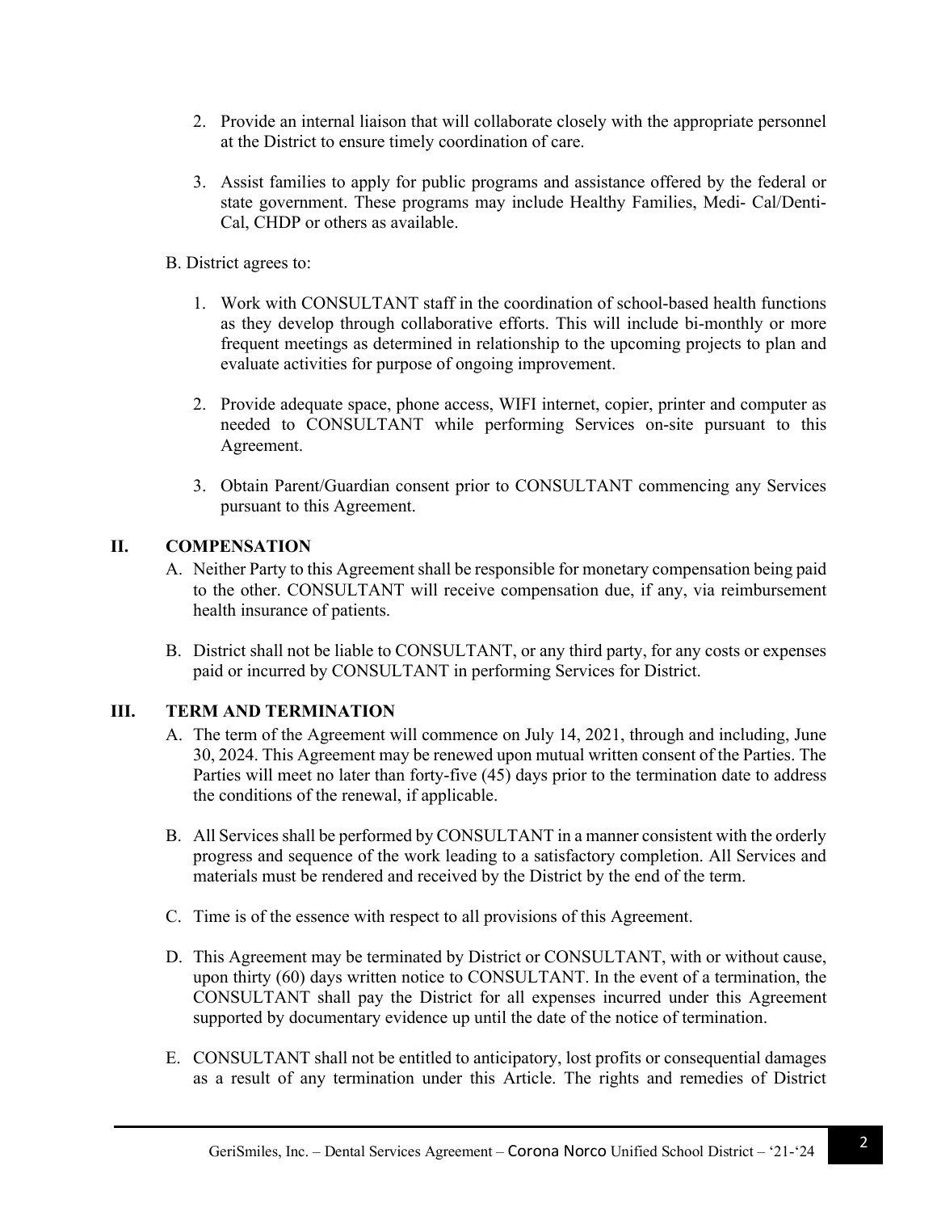2. Provide an internal liaison that will collaborate closely with the appropriate personnel at the District to ensure timely coordination of care.

3. Assist families to apply for public programs and assistance offered by the federal or state government. These programs may include Healthy Families, Medi- Cal/Denti-Cal, CHDP or others as available.

B. District agrees to:

1. Work with CONSULTANT staff in the coordination of school-based health functions as they develop through collaborative efforts. This will include bi-monthly or more frequent meetings as determined in relationship to the upcoming projects to plan and evaluate activities for purpose of ongoing improvement.

2. Provide adequate space, phone access, WIFI internet, copier, printer and computer as needed to CONSULTANT while performing Services on-site pursuant to this Agreement.

3. Obtain Parent/Guardian consent prior to CONSULTANT commencing any Services pursuant to this Agreement.

## II. COMPENSATION

A. Neither Party to this Agreement shall be responsible for monetary compensation being paid to the other. CONSULTANT will receive compensation due, if any, via reimbursement health insurance of patients.

B. District shall not be liable to CONSULTANT, or any third party, for any costs or expenses paid or incurred by CONSULTANT in performing Services for District.

## III. TERM AND TERMINATION

A. The term of the Agreement will commence on July 14, 2021, through and including, June 30, 2024. This Agreement may be renewed upon mutual written consent of the Parties. The Parties will meet no later than forty-five (45) days prior to the termination date to address the conditions of the renewal, if applicable.

B. All Services shall be performed by CONSULTANT in a manner consistent with the orderly progress and sequence of the work leading to a satisfactory completion. All Services and materials must be rendered and received by the District by the end of the term.

C. Time is of the essence with respect to all provisions of this Agreement.

D. This Agreement may be terminated by District or CONSULTANT, with or without cause, upon thirty (60) days written notice to CONSULTANT. In the event of a termination, the CONSULTANT shall pay the District for all expenses incurred under this Agreement supported by documentary evidence up until the date of the notice of termination.

E. CONSULTANT shall not be entitled to anticipatory, lost profits or consequential damages as a result of any termination under this Article. The rights and remedies of District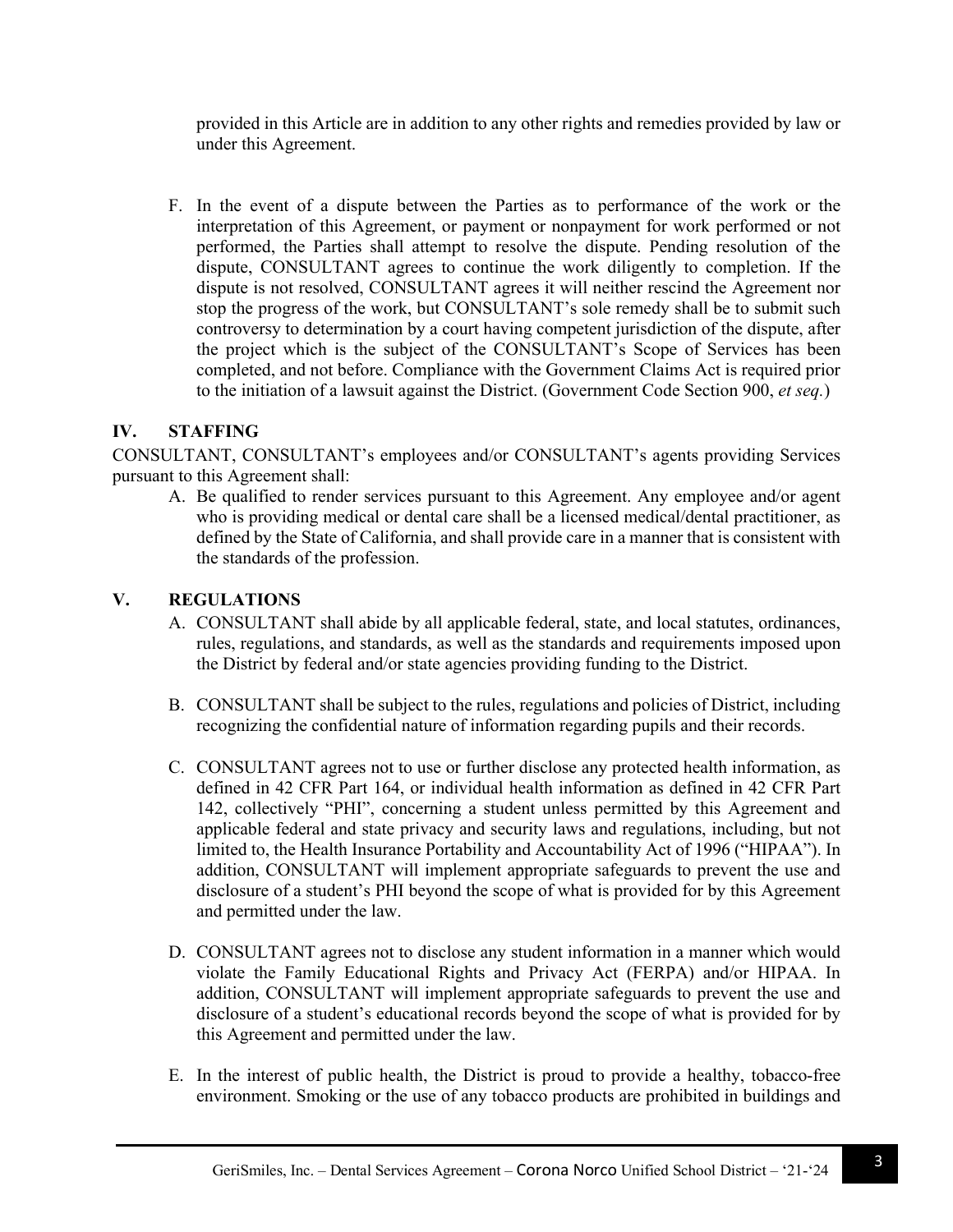provided in this Article are in addition to any other rights and remedies provided by law or under this Agreement.

F. In the event of a dispute between the Parties as to performance of the work or the interpretation of this Agreement, or payment or nonpayment for work performed or not performed, the Parties shall attempt to resolve the dispute. Pending resolution of the dispute, CONSULTANT agrees to continue the work diligently to completion. If the dispute is not resolved, CONSULTANT agrees it will neither rescind the Agreement nor stop the progress of the work, but CONSULTANT's sole remedy shall be to submit such controversy to determination by a court having competent jurisdiction of the dispute, after the project which is the subject of the CONSULTANT's Scope of Services has been completed, and not before. Compliance with the Government Claims Act is required prior to the initiation of a lawsuit against the District. (Government Code Section 900, *et seq.*)

## IV. STAFFING

CONSULTANT, CONSULTANT's employees and/or CONSULTANT's agents providing Services pursuant to this Agreement shall:

A. Be qualified to render services pursuant to this Agreement. Any employee and/or agent who is providing medical or dental care shall be a licensed medical/dental practitioner, as defined by the State of California, and shall provide care in a manner that is consistent with the standards of the profession.

## V. REGULATIONS

A. CONSULTANT shall abide by all applicable federal, state, and local statutes, ordinances, rules, regulations, and standards, as well as the standards and requirements imposed upon the District by federal and/or state agencies providing funding to the District.

B. CONSULTANT shall be subject to the rules, regulations and policies of District, including recognizing the confidential nature of information regarding pupils and their records.

C. CONSULTANT agrees not to use or further disclose any protected health information, as defined in 42 CFR Part 164, or individual health information as defined in 42 CFR Part 142, collectively "PHI", concerning a student unless permitted by this Agreement and applicable federal and state privacy and security laws and regulations, including, but not limited to, the Health Insurance Portability and Accountability Act of 1996 ("HIPAA"). In addition, CONSULTANT will implement appropriate safeguards to prevent the use and disclosure of a student's PHI beyond the scope of what is provided for by this Agreement and permitted under the law.

D. CONSULTANT agrees not to disclose any student information in a manner which would violate the Family Educational Rights and Privacy Act (FERPA) and/or HIPAA. In addition, CONSULTANT will implement appropriate safeguards to prevent the use and disclosure of a student's educational records beyond the scope of what is provided for by this Agreement and permitted under the law.

E. In the interest of public health, the District is proud to provide a healthy, tobacco-free environment. Smoking or the use of any tobacco products are prohibited in buildings and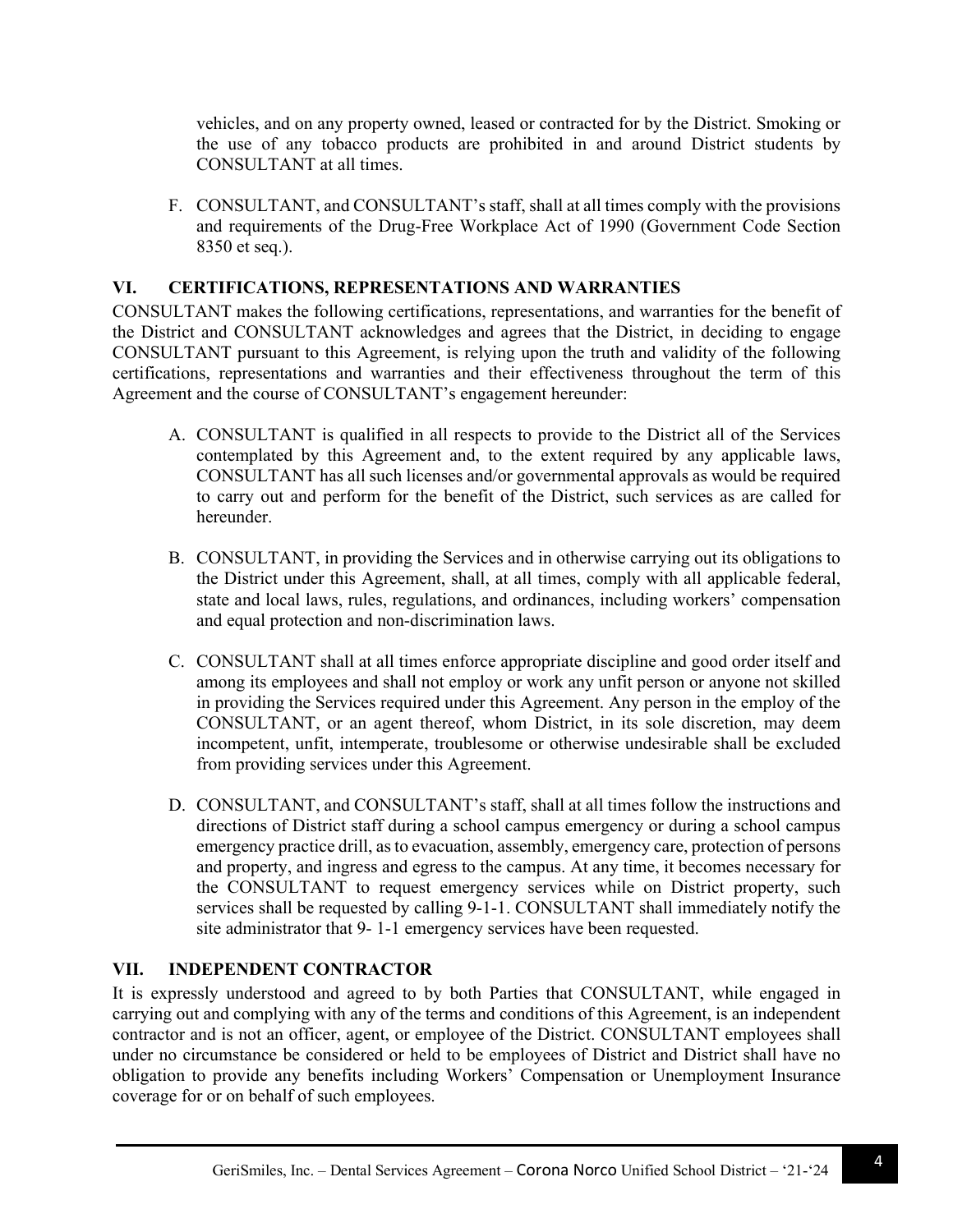vehicles, and on any property owned, leased or contracted for by the District. Smoking or the use of any tobacco products are prohibited in and around District students by CONSULTANT at all times.

F. CONSULTANT, and CONSULTANT's staff, shall at all times comply with the provisions and requirements of the Drug-Free Workplace Act of 1990 (Government Code Section 8350 et seq.).

## VI. CERTIFICATIONS, REPRESENTATIONS AND WARRANTIES

CONSULTANT makes the following certifications, representations, and warranties for the benefit of the District and CONSULTANT acknowledges and agrees that the District, in deciding to engage CONSULTANT pursuant to this Agreement, is relying upon the truth and validity of the following certifications, representations and warranties and their effectiveness throughout the term of this Agreement and the course of CONSULTANT's engagement hereunder:

A. CONSULTANT is qualified in all respects to provide to the District all of the Services contemplated by this Agreement and, to the extent required by any applicable laws, CONSULTANT has all such licenses and/or governmental approvals as would be required to carry out and perform for the benefit of the District, such services as are called for hereunder.

B. CONSULTANT, in providing the Services and in otherwise carrying out its obligations to the District under this Agreement, shall, at all times, comply with all applicable federal, state and local laws, rules, regulations, and ordinances, including workers' compensation and equal protection and non-discrimination laws.

C. CONSULTANT shall at all times enforce appropriate discipline and good order itself and among its employees and shall not employ or work any unfit person or anyone not skilled in providing the Services required under this Agreement. Any person in the employ of the CONSULTANT, or an agent thereof, whom District, in its sole discretion, may deem incompetent, unfit, intemperate, troublesome or otherwise undesirable shall be excluded from providing services under this Agreement.

D. CONSULTANT, and CONSULTANT's staff, shall at all times follow the instructions and directions of District staff during a school campus emergency or during a school campus emergency practice drill, as to evacuation, assembly, emergency care, protection of persons and property, and ingress and egress to the campus. At any time, it becomes necessary for the CONSULTANT to request emergency services while on District property, such services shall be requested by calling 9-1-1. CONSULTANT shall immediately notify the site administrator that 9- 1-1 emergency services have been requested.

## VII. INDEPENDENT CONTRACTOR

It is expressly understood and agreed to by both Parties that CONSULTANT, while engaged in carrying out and complying with any of the terms and conditions of this Agreement, is an independent contractor and is not an officer, agent, or employee of the District. CONSULTANT employees shall under no circumstance be considered or held to be employees of District and District shall have no obligation to provide any benefits including Workers' Compensation or Unemployment Insurance coverage for or on behalf of such employees.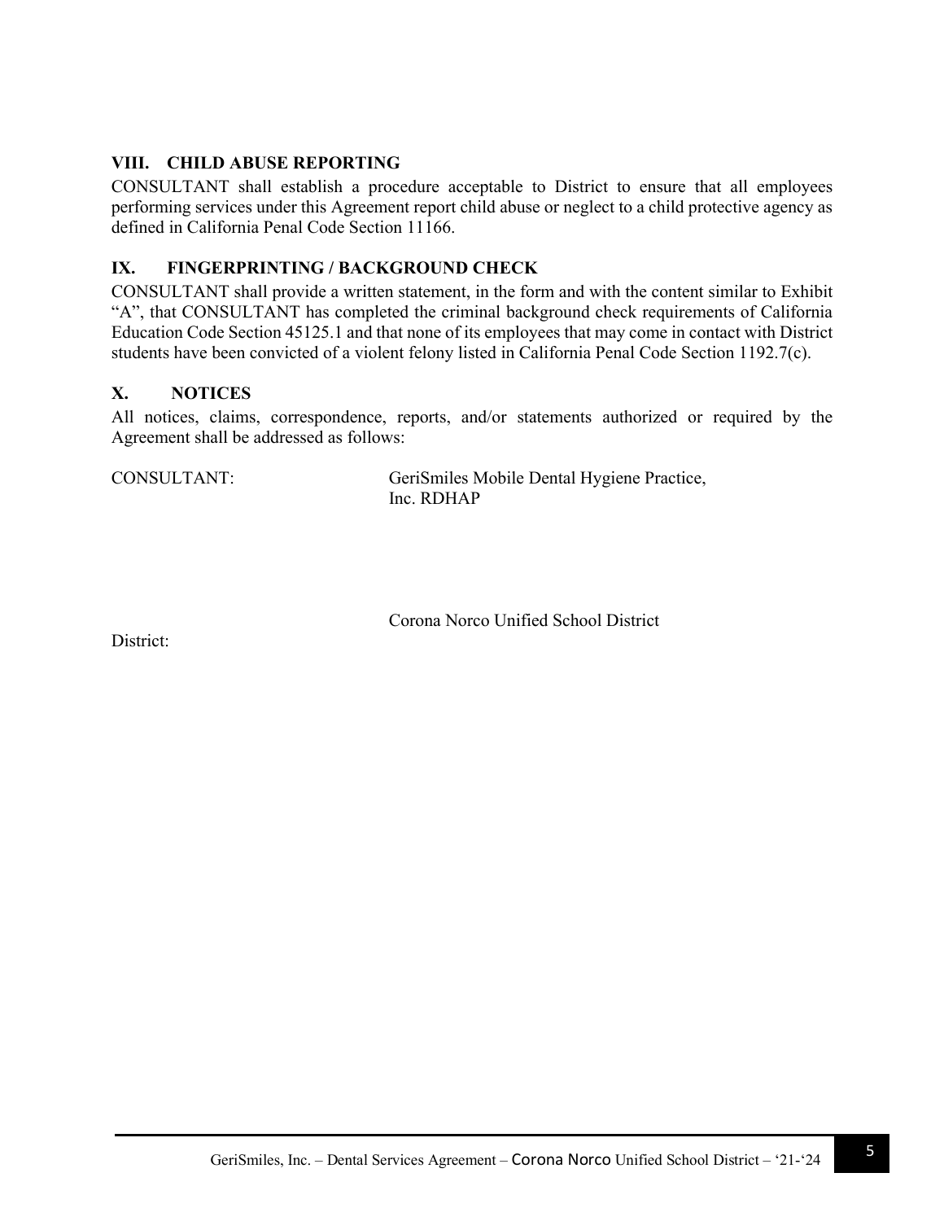## VIII. CHILD ABUSE REPORTING

CONSULTANT shall establish a procedure acceptable to District to ensure that all employees performing services under this Agreement report child abuse or neglect to a child protective agency as defined in California Penal Code Section 11166.

## IX. FINGERPRINTING / BACKGROUND CHECK

CONSULTANT shall provide a written statement, in the form and with the content similar to Exhibit "A", that CONSULTANT has completed the criminal background check requirements of California Education Code Section 45125.1 and that none of its employees that may come in contact with District students have been convicted of a violent felony listed in California Penal Code Section 1192.7(c).

## X. NOTICES

All notices, claims, correspondence, reports, and/or statements authorized or required by the Agreement shall be addressed as follows:

CONSULTANT: GeriSmiles Mobile Dental Hygiene Practice, Inc. RDHAP

District: Corona Norco Unified School District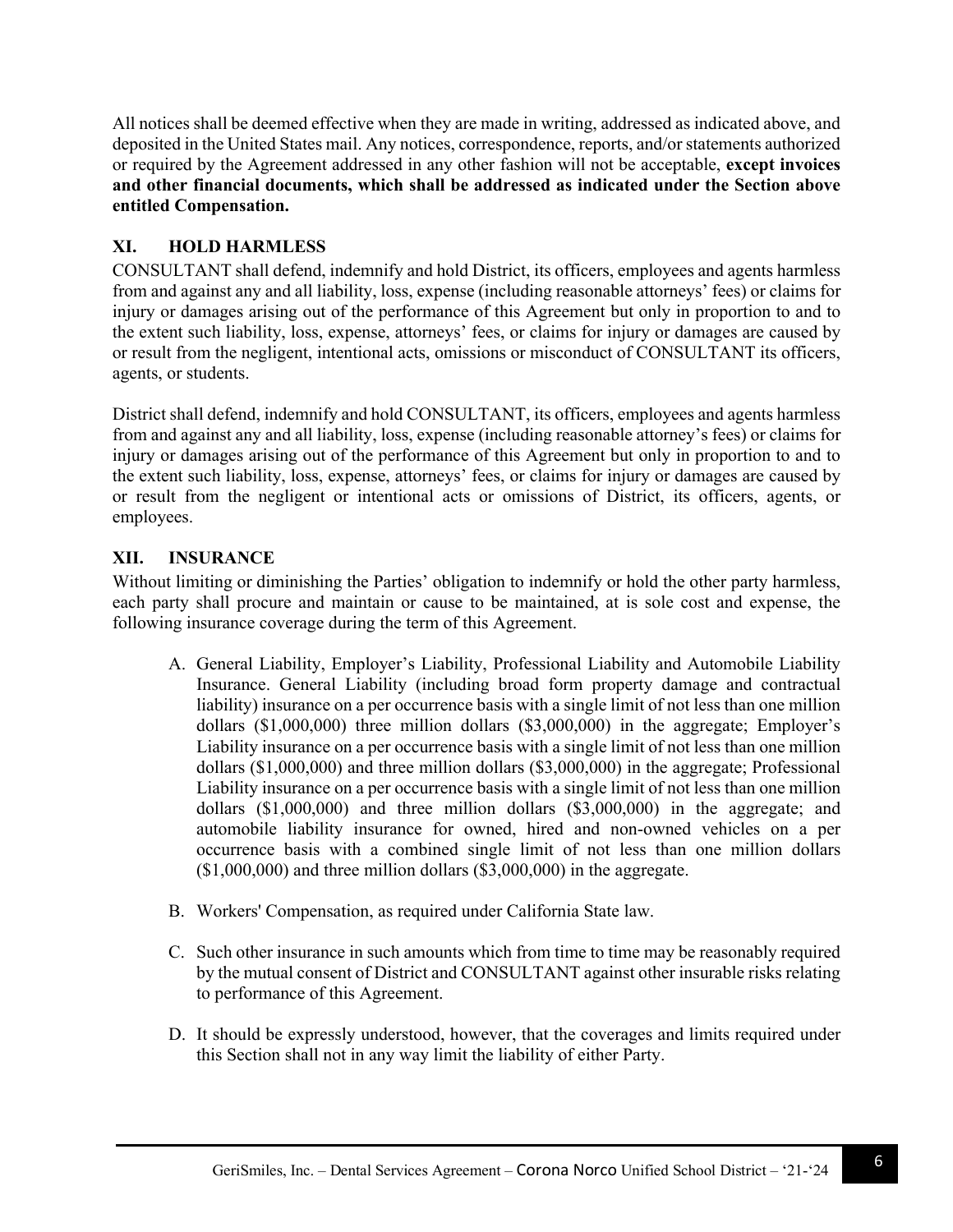All notices shall be deemed effective when they are made in writing, addressed as indicated above, and deposited in the United States mail. Any notices, correspondence, reports, and/or statements authorized or required by the Agreement addressed in any other fashion will not be acceptable, **except invoices and other financial documents, which shall be addressed as indicated under the Section above entitled Compensation.**

## XI. HOLD HARMLESS

CONSULTANT shall defend, indemnify and hold District, its officers, employees and agents harmless from and against any and all liability, loss, expense (including reasonable attorneys' fees) or claims for injury or damages arising out of the performance of this Agreement but only in proportion to and to the extent such liability, loss, expense, attorneys' fees, or claims for injury or damages are caused by or result from the negligent, intentional acts, omissions or misconduct of CONSULTANT its officers, agents, or students.

District shall defend, indemnify and hold CONSULTANT, its officers, employees and agents harmless from and against any and all liability, loss, expense (including reasonable attorney's fees) or claims for injury or damages arising out of the performance of this Agreement but only in proportion to and to the extent such liability, loss, expense, attorneys' fees, or claims for injury or damages are caused by or result from the negligent or intentional acts or omissions of District, its officers, agents, or employees.

## XII. INSURANCE

Without limiting or diminishing the Parties' obligation to indemnify or hold the other party harmless, each party shall procure and maintain or cause to be maintained, at is sole cost and expense, the following insurance coverage during the term of this Agreement.

A. General Liability, Employer's Liability, Professional Liability and Automobile Liability Insurance. General Liability (including broad form property damage and contractual liability) insurance on a per occurrence basis with a single limit of not less than one million dollars ($1,000,000) three million dollars ($3,000,000) in the aggregate; Employer's Liability insurance on a per occurrence basis with a single limit of not less than one million dollars ($1,000,000) and three million dollars ($3,000,000) in the aggregate; Professional Liability insurance on a per occurrence basis with a single limit of not less than one million dollars ($1,000,000) and three million dollars ($3,000,000) in the aggregate; and automobile liability insurance for owned, hired and non-owned vehicles on a per occurrence basis with a combined single limit of not less than one million dollars ($1,000,000) and three million dollars ($3,000,000) in the aggregate.

B. Workers' Compensation, as required under California State law.

C. Such other insurance in such amounts which from time to time may be reasonably required by the mutual consent of District and CONSULTANT against other insurable risks relating to performance of this Agreement.

D. It should be expressly understood, however, that the coverages and limits required under this Section shall not in any way limit the liability of either Party.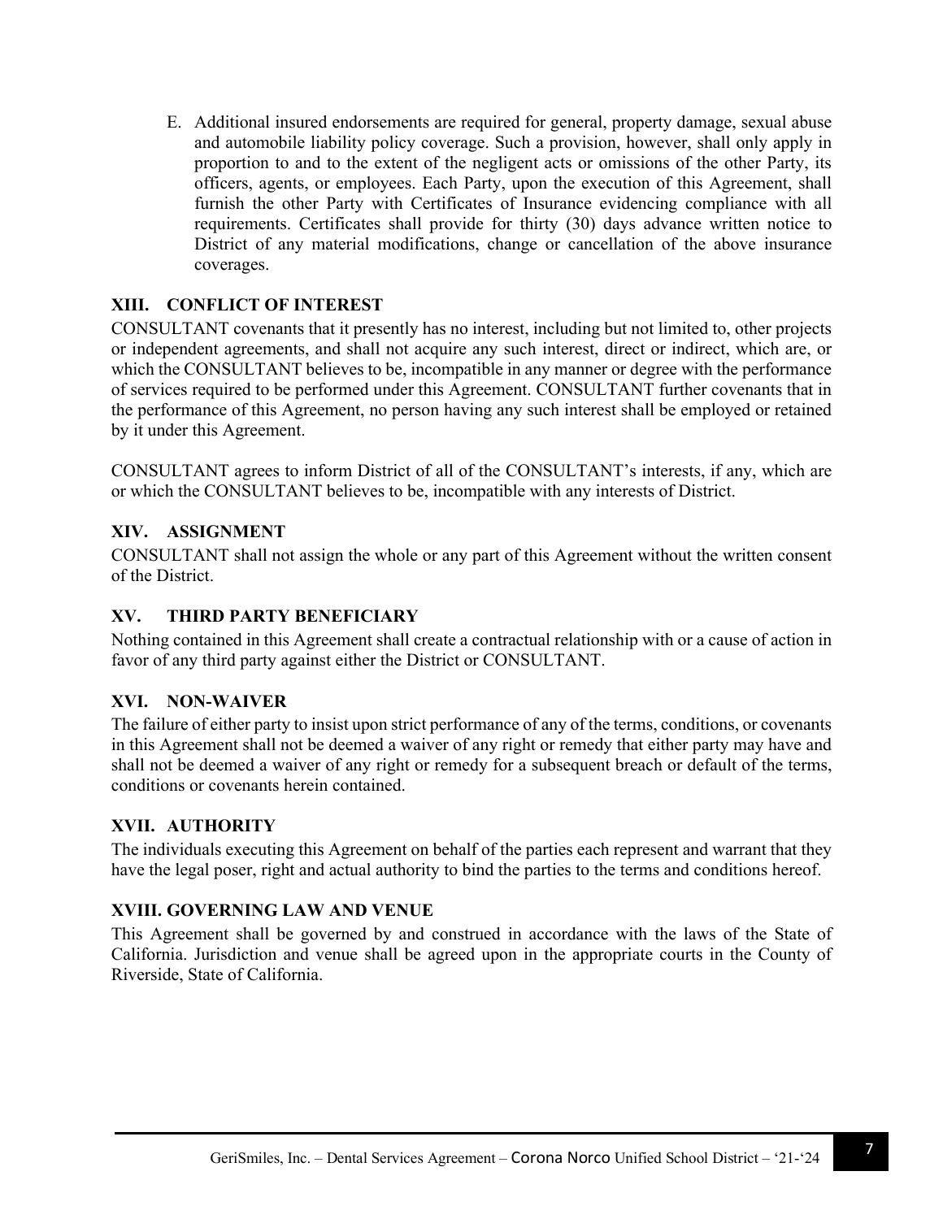E. Additional insured endorsements are required for general, property damage, sexual abuse and automobile liability policy coverage. Such a provision, however, shall only apply in proportion to and to the extent of the negligent acts or omissions of the other Party, its officers, agents, or employees. Each Party, upon the execution of this Agreement, shall furnish the other Party with Certificates of Insurance evidencing compliance with all requirements. Certificates shall provide for thirty (30) days advance written notice to District of any material modifications, change or cancellation of the above insurance coverages.

## XIII. CONFLICT OF INTEREST

CONSULTANT covenants that it presently has no interest, including but not limited to, other projects or independent agreements, and shall not acquire any such interest, direct or indirect, which are, or which the CONSULTANT believes to be, incompatible in any manner or degree with the performance of services required to be performed under this Agreement. CONSULTANT further covenants that in the performance of this Agreement, no person having any such interest shall be employed or retained by it under this Agreement.

CONSULTANT agrees to inform District of all of the CONSULTANT's interests, if any, which are or which the CONSULTANT believes to be, incompatible with any interests of District.

## XIV. ASSIGNMENT

CONSULTANT shall not assign the whole or any part of this Agreement without the written consent of the District.

## XV. THIRD PARTY BENEFICIARY

Nothing contained in this Agreement shall create a contractual relationship with or a cause of action in favor of any third party against either the District or CONSULTANT.

## XVI. NON-WAIVER

The failure of either party to insist upon strict performance of any of the terms, conditions, or covenants in this Agreement shall not be deemed a waiver of any right or remedy that either party may have and shall not be deemed a waiver of any right or remedy for a subsequent breach or default of the terms, conditions or covenants herein contained.

## XVII. AUTHORITY

The individuals executing this Agreement on behalf of the parties each represent and warrant that they have the legal poser, right and actual authority to bind the parties to the terms and conditions hereof.

## XVIII. GOVERNING LAW AND VENUE

This Agreement shall be governed by and construed in accordance with the laws of the State of California. Jurisdiction and venue shall be agreed upon in the appropriate courts in the County of Riverside, State of California.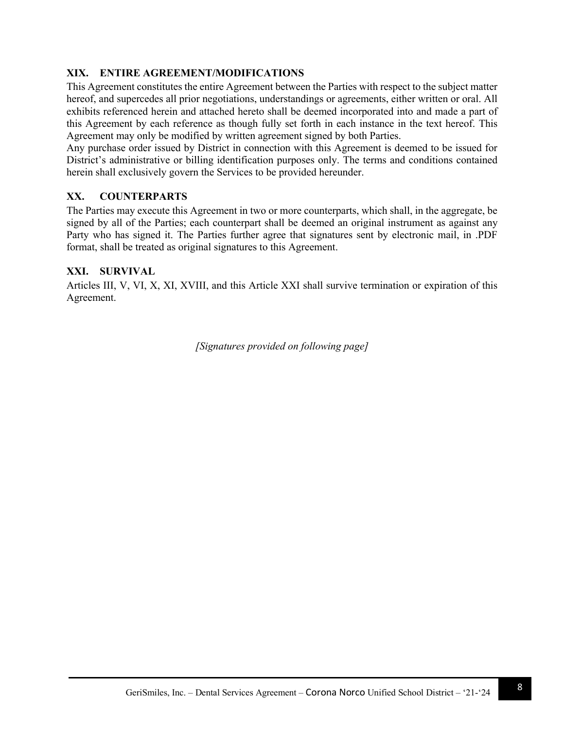## XIX. ENTIRE AGREEMENT/MODIFICATIONS

This Agreement constitutes the entire Agreement between the Parties with respect to the subject matter hereof, and supercedes all prior negotiations, understandings or agreements, either written or oral. All exhibits referenced herein and attached hereto shall be deemed incorporated into and made a part of this Agreement by each reference as though fully set forth in each instance in the text hereof. This Agreement may only be modified by written agreement signed by both Parties.

Any purchase order issued by District in connection with this Agreement is deemed to be issued for District's administrative or billing identification purposes only. The terms and conditions contained herein shall exclusively govern the Services to be provided hereunder.

## XX. COUNTERPARTS

The Parties may execute this Agreement in two or more counterparts, which shall, in the aggregate, be signed by all of the Parties; each counterpart shall be deemed an original instrument as against any Party who has signed it. The Parties further agree that signatures sent by electronic mail, in .PDF format, shall be treated as original signatures to this Agreement.

## XXI. SURVIVAL

Articles III, V, VI, X, XI, XVIII, and this Article XXI shall survive termination or expiration of this Agreement.

*[Signatures provided on following page]*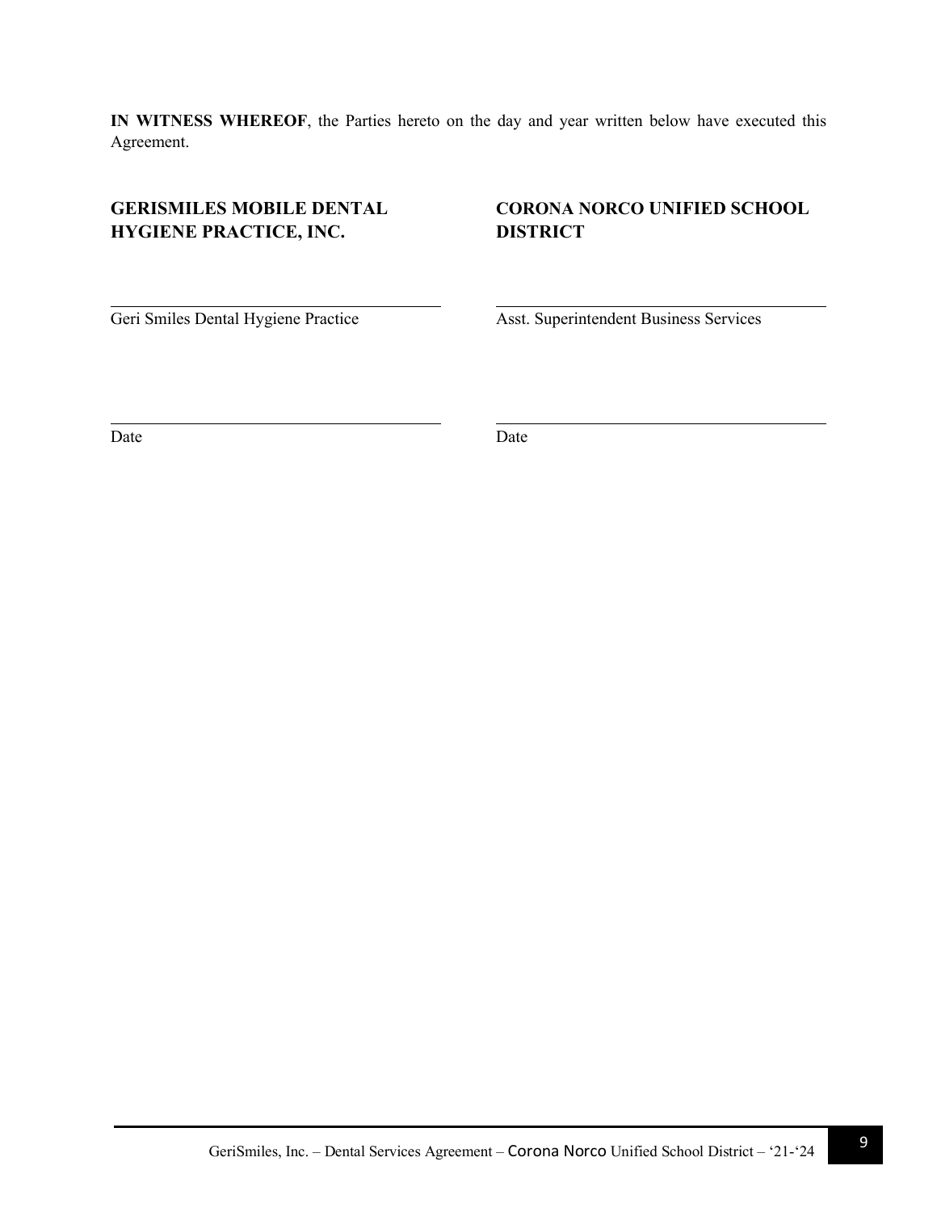**IN WITNESS WHEREOF**, the Parties hereto on the day and year written below have executed this Agreement.

| **GERISMILES MOBILE DENTAL HYGIENE PRACTICE, INC.** | **CORONA NORCO UNIFIED SCHOOL DISTRICT** |
| --- | --- |
| ______________________________ | ______________________________ |
| Geri Smiles Dental Hygiene Practice | Asst. Superintendent Business Services |
| ______________________________ | ______________________________ |
| Date | Date |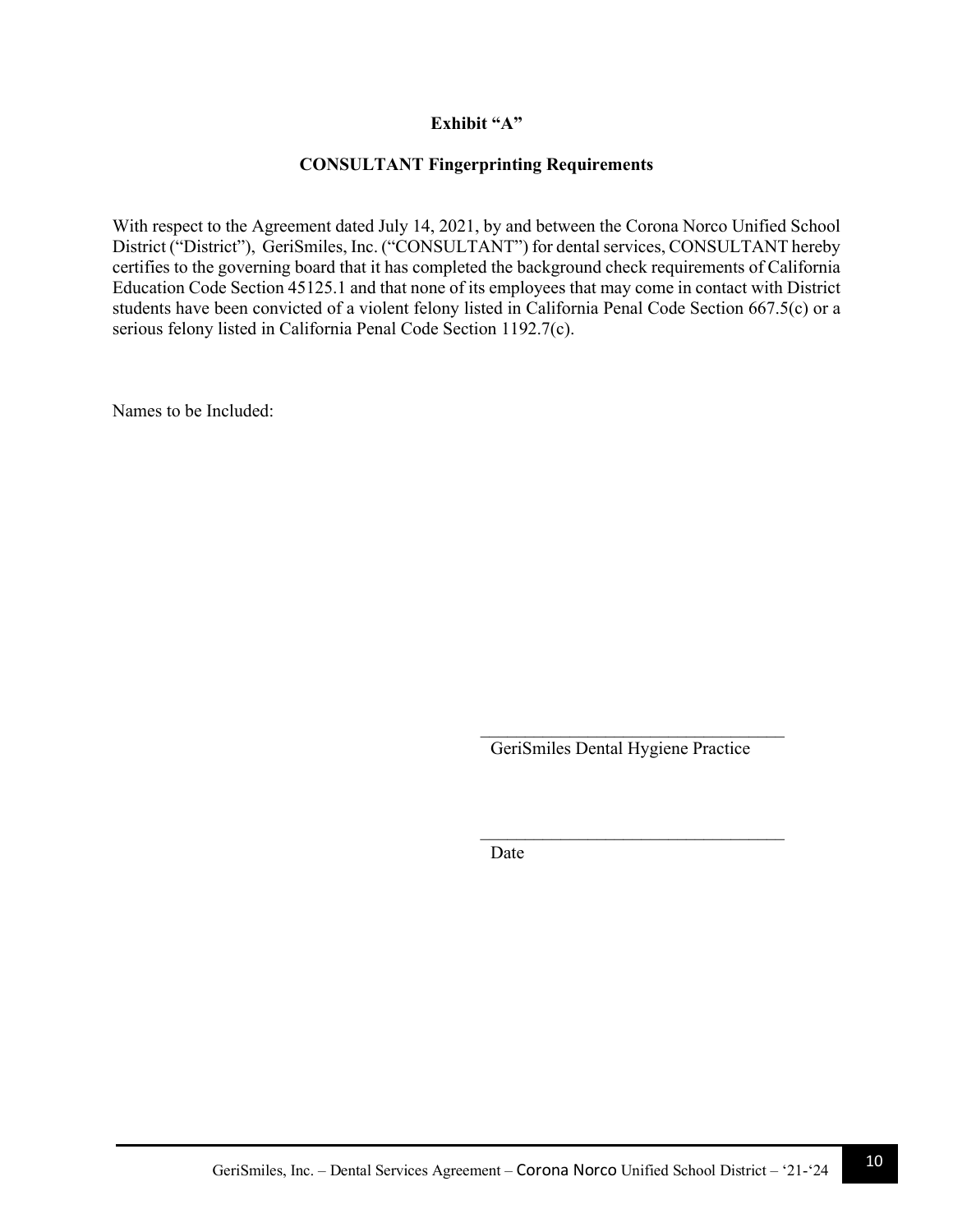**Exhibit "A"**

**CONSULTANT Fingerprinting Requirements**

With respect to the Agreement dated July 14, 2021, by and between the Corona Norco Unified School District ("District"), GeriSmiles, Inc. ("CONSULTANT") for dental services, CONSULTANT hereby certifies to the governing board that it has completed the background check requirements of California Education Code Section 45125.1 and that none of its employees that may come in contact with District students have been convicted of a violent felony listed in California Penal Code Section 667.5(c) or a serious felony listed in California Penal Code Section 1192.7(c).

Names to be Included:

\_\_\_\_\_\_\_\_\_\_\_\_\_\_\_\_\_\_\_\_\_\_\_\_\_\_\_\_\_\_\_\_\_\_\_
GeriSmiles Dental Hygiene Practice

\_\_\_\_\_\_\_\_\_\_\_\_\_\_\_\_\_\_\_\_\_\_\_\_\_\_\_\_\_\_\_\_\_\_\_
Date